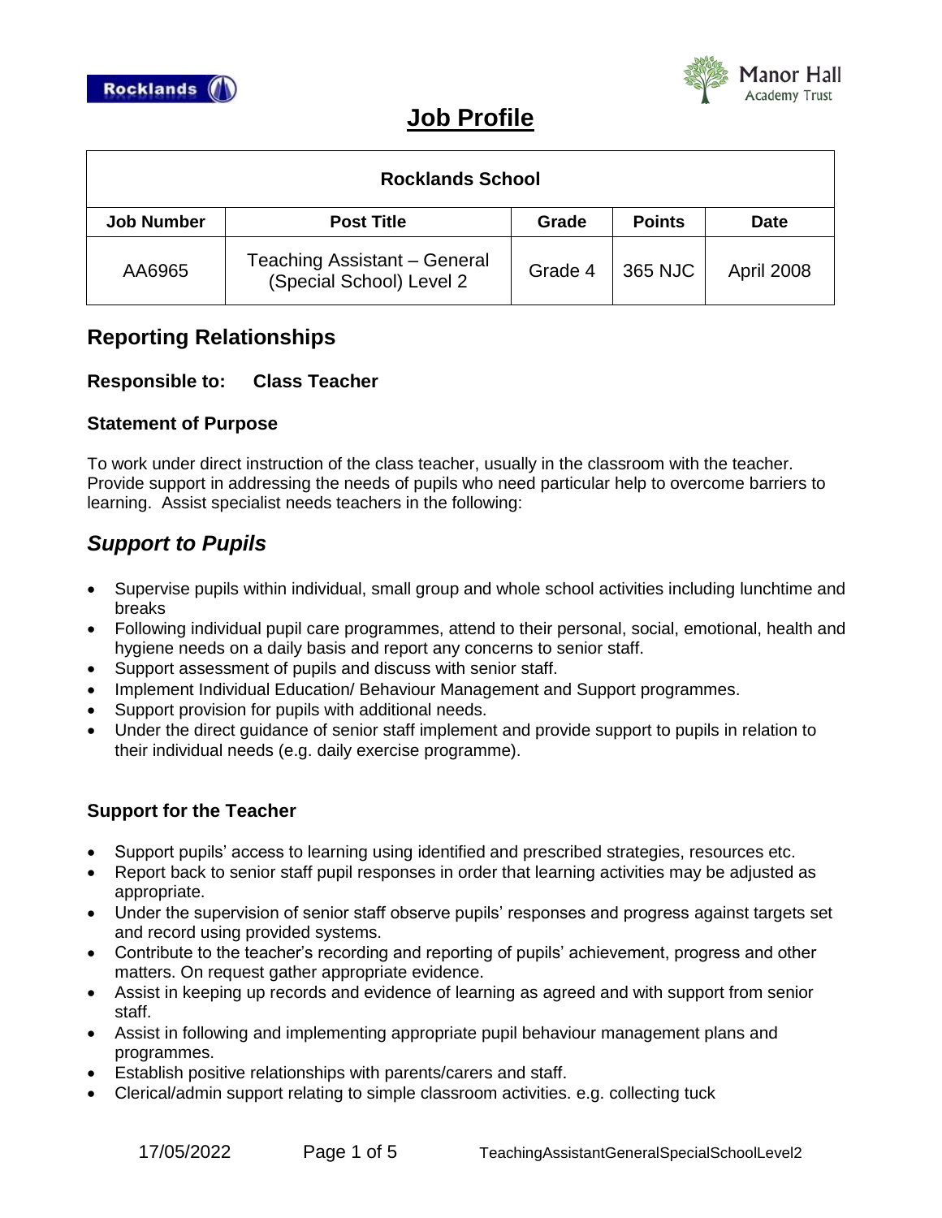# Job Profile

| Rocklands School | | | | |
|---|---|---|---|---|
| **Job Number** | **Post Title** | **Grade** | **Points** | **Date** |
| AA6965 | Teaching Assistant – General (Special School) Level 2 | Grade 4 | 365 NJC | April 2008 |

## Reporting Relationships

**Responsible to: Class Teacher**

### Statement of Purpose

To work under direct instruction of the class teacher, usually in the classroom with the teacher. Provide support in addressing the needs of pupils who need particular help to overcome barriers to learning. Assist specialist needs teachers in the following:

## *Support to Pupils*

- Supervise pupils within individual, small group and whole school activities including lunchtime and breaks
- Following individual pupil care programmes, attend to their personal, social, emotional, health and hygiene needs on a daily basis and report any concerns to senior staff.
- Support assessment of pupils and discuss with senior staff.
- Implement Individual Education/ Behaviour Management and Support programmes.
- Support provision for pupils with additional needs.
- Under the direct guidance of senior staff implement and provide support to pupils in relation to their individual needs (e.g. daily exercise programme).

### Support for the Teacher

- Support pupils' access to learning using identified and prescribed strategies, resources etc.
- Report back to senior staff pupil responses in order that learning activities may be adjusted as appropriate.
- Under the supervision of senior staff observe pupils' responses and progress against targets set and record using provided systems.
- Contribute to the teacher's recording and reporting of pupils' achievement, progress and other matters. On request gather appropriate evidence.
- Assist in keeping up records and evidence of learning as agreed and with support from senior staff.
- Assist in following and implementing appropriate pupil behaviour management plans and programmes.
- Establish positive relationships with parents/carers and staff.
- Clerical/admin support relating to simple classroom activities. e.g. collecting tuck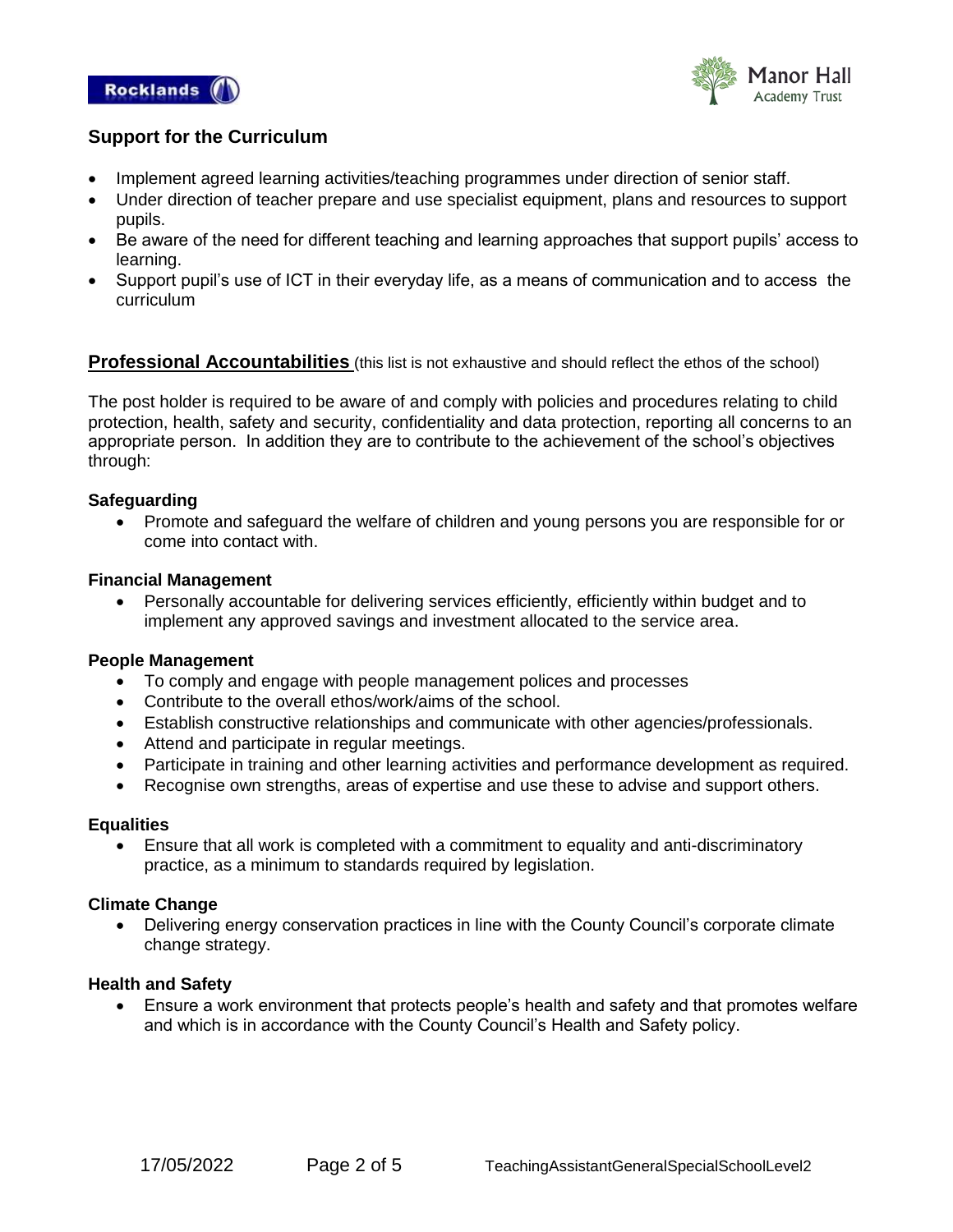## Support for the Curriculum

- Implement agreed learning activities/teaching programmes under direction of senior staff.
- Under direction of teacher prepare and use specialist equipment, plans and resources to support pupils.
- Be aware of the need for different teaching and learning approaches that support pupils' access to learning.
- Support pupil's use of ICT in their everyday life, as a means of communication and to access the curriculum

## Professional Accountabilities (this list is not exhaustive and should reflect the ethos of the school)

The post holder is required to be aware of and comply with policies and procedures relating to child protection, health, safety and security, confidentiality and data protection, reporting all concerns to an appropriate person. In addition they are to contribute to the achievement of the school's objectives through:

**Safeguarding**

- Promote and safeguard the welfare of children and young persons you are responsible for or come into contact with.

**Financial Management**

- Personally accountable for delivering services efficiently, efficiently within budget and to implement any approved savings and investment allocated to the service area.

**People Management**

- To comply and engage with people management polices and processes
- Contribute to the overall ethos/work/aims of the school.
- Establish constructive relationships and communicate with other agencies/professionals.
- Attend and participate in regular meetings.
- Participate in training and other learning activities and performance development as required.
- Recognise own strengths, areas of expertise and use these to advise and support others.

**Equalities**

- Ensure that all work is completed with a commitment to equality and anti-discriminatory practice, as a minimum to standards required by legislation.

**Climate Change**

- Delivering energy conservation practices in line with the County Council's corporate climate change strategy.

**Health and Safety**

- Ensure a work environment that protects people's health and safety and that promotes welfare and which is in accordance with the County Council's Health and Safety policy.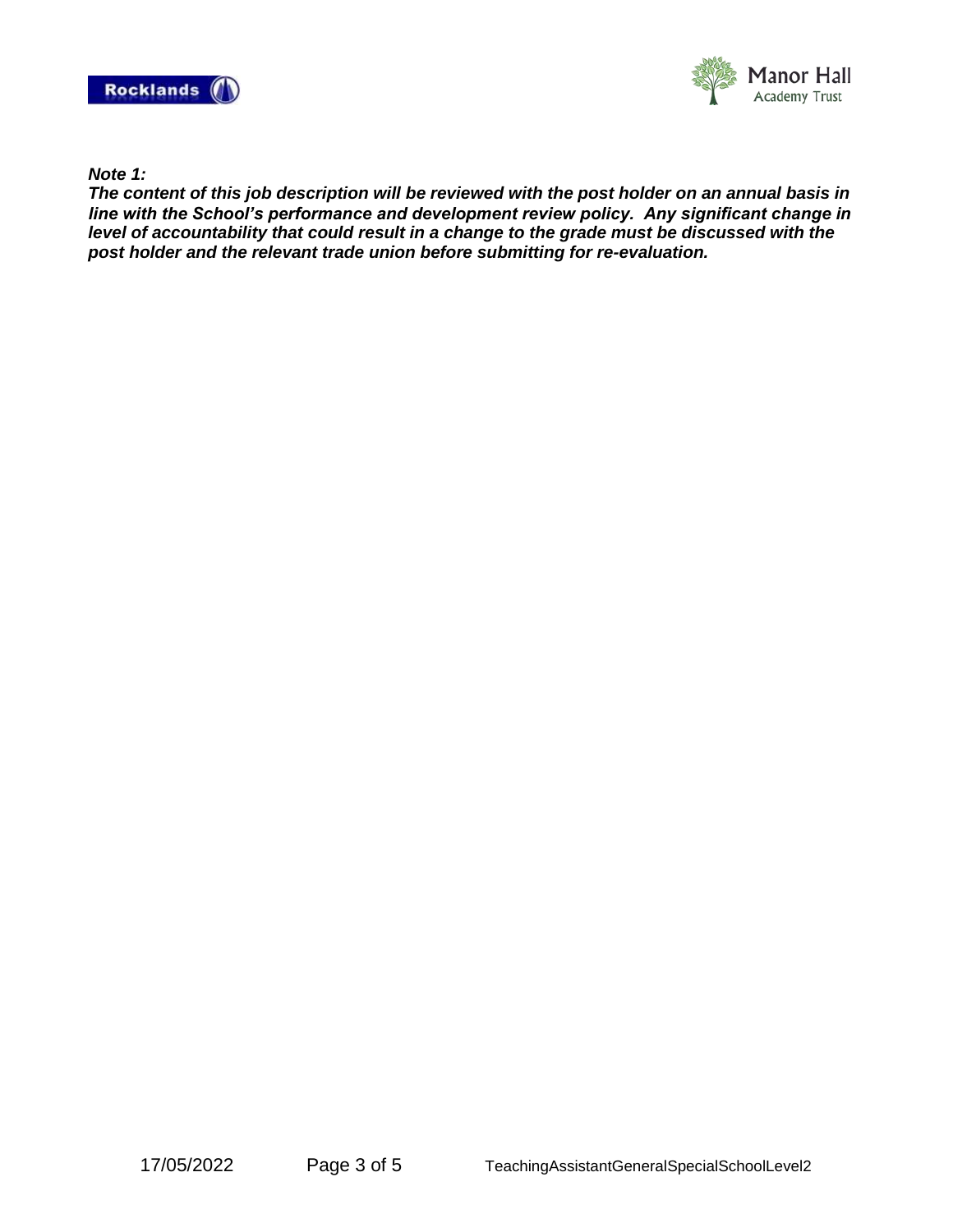***Note 1:***

***The content of this job description will be reviewed with the post holder on an annual basis in line with the School's performance and development review policy. Any significant change in level of accountability that could result in a change to the grade must be discussed with the post holder and the relevant trade union before submitting for re-evaluation.***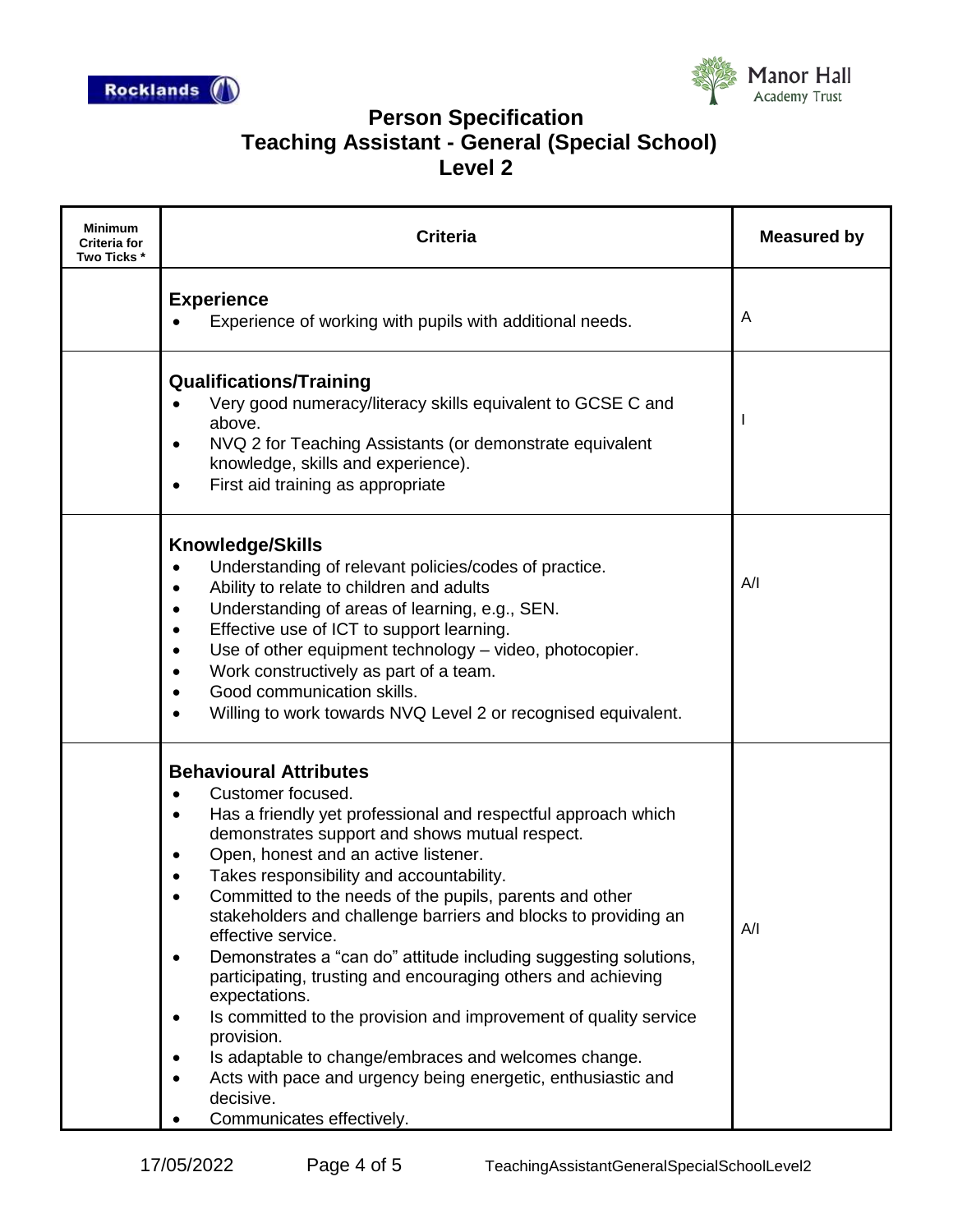# Person Specification
## Teaching Assistant - General (Special School)
## Level 2

| Minimum Criteria for Two Ticks * | Criteria | Measured by |
| --- | --- | --- |
| | **Experience**<br>• Experience of working with pupils with additional needs. | A |
| | **Qualifications/Training**<br>• Very good numeracy/literacy skills equivalent to GCSE C and above.<br>• NVQ 2 for Teaching Assistants (or demonstrate equivalent knowledge, skills and experience).<br>• First aid training as appropriate | I |
| | **Knowledge/Skills**<br>• Understanding of relevant policies/codes of practice.<br>• Ability to relate to children and adults<br>• Understanding of areas of learning, e.g., SEN.<br>• Effective use of ICT to support learning.<br>• Use of other equipment technology – video, photocopier.<br>• Work constructively as part of a team.<br>• Good communication skills.<br>• Willing to work towards NVQ Level 2 or recognised equivalent. | A/I |
| | **Behavioural Attributes**<br>• Customer focused.<br>• Has a friendly yet professional and respectful approach which demonstrates support and shows mutual respect.<br>• Open, honest and an active listener.<br>• Takes responsibility and accountability.<br>• Committed to the needs of the pupils, parents and other stakeholders and challenge barriers and blocks to providing an effective service.<br>• Demonstrates a "can do" attitude including suggesting solutions, participating, trusting and encouraging others and achieving expectations.<br>• Is committed to the provision and improvement of quality service provision.<br>• Is adaptable to change/embraces and welcomes change.<br>• Acts with pace and urgency being energetic, enthusiastic and decisive.<br>• Communicates effectively. | A/I |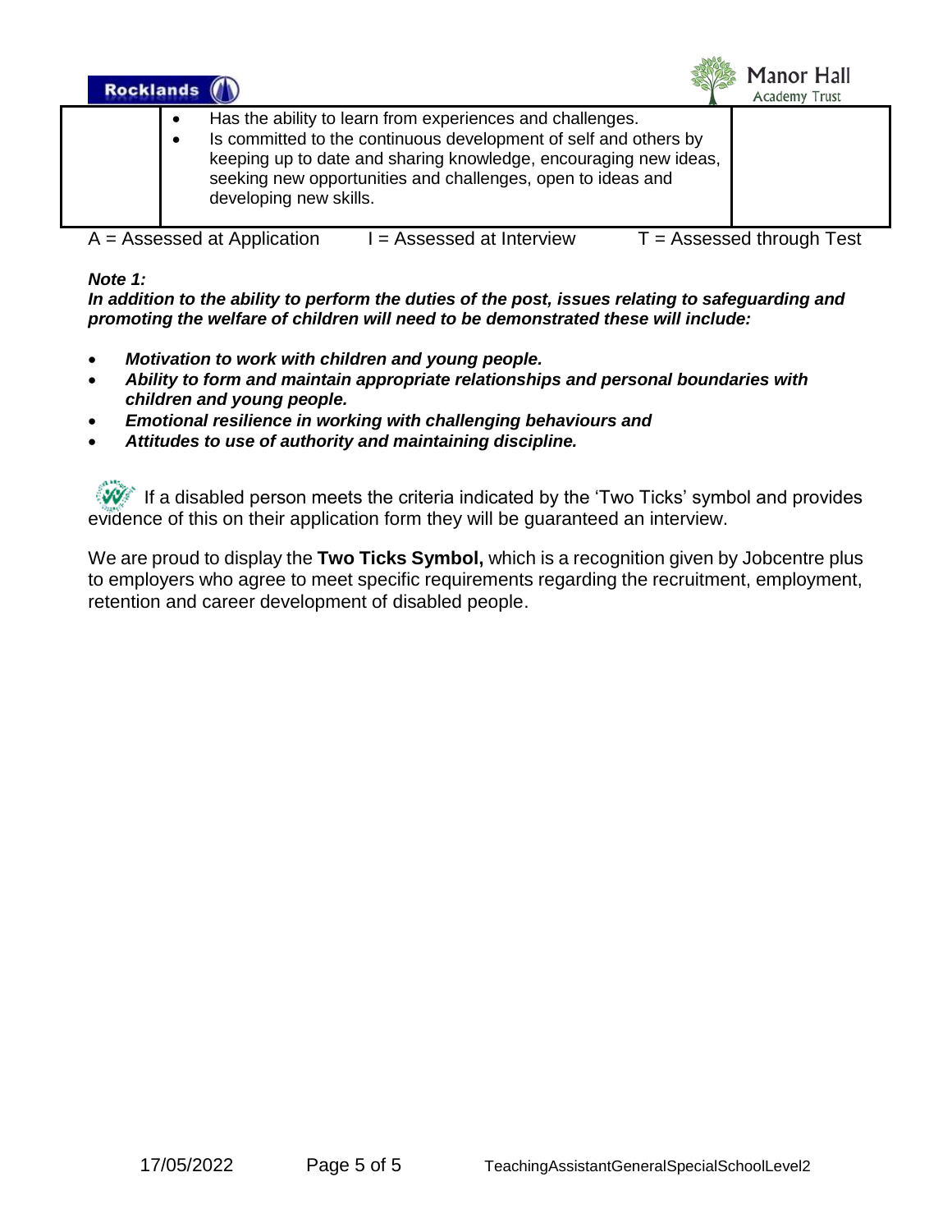| | | |
|---|---|---|
| | • Has the ability to learn from experiences and challenges.<br>• Is committed to the continuous development of self and others by keeping up to date and sharing knowledge, encouraging new ideas, seeking new opportunities and challenges, open to ideas and developing new skills. | |

A = Assessed at Application    I = Assessed at Interview    T = Assessed through Test

***Note 1:***

***In addition to the ability to perform the duties of the post, issues relating to safeguarding and promoting the welfare of children will need to be demonstrated these will include:***

- ***Motivation to work with children and young people.***
- ***Ability to form and maintain appropriate relationships and personal boundaries with children and young people.***
- ***Emotional resilience in working with challenging behaviours and***
- ***Attitudes to use of authority and maintaining discipline.***

If a disabled person meets the criteria indicated by the 'Two Ticks' symbol and provides evidence of this on their application form they will be guaranteed an interview.

We are proud to display the **Two Ticks Symbol,** which is a recognition given by Jobcentre plus to employers who agree to meet specific requirements regarding the recruitment, employment, retention and career development of disabled people.